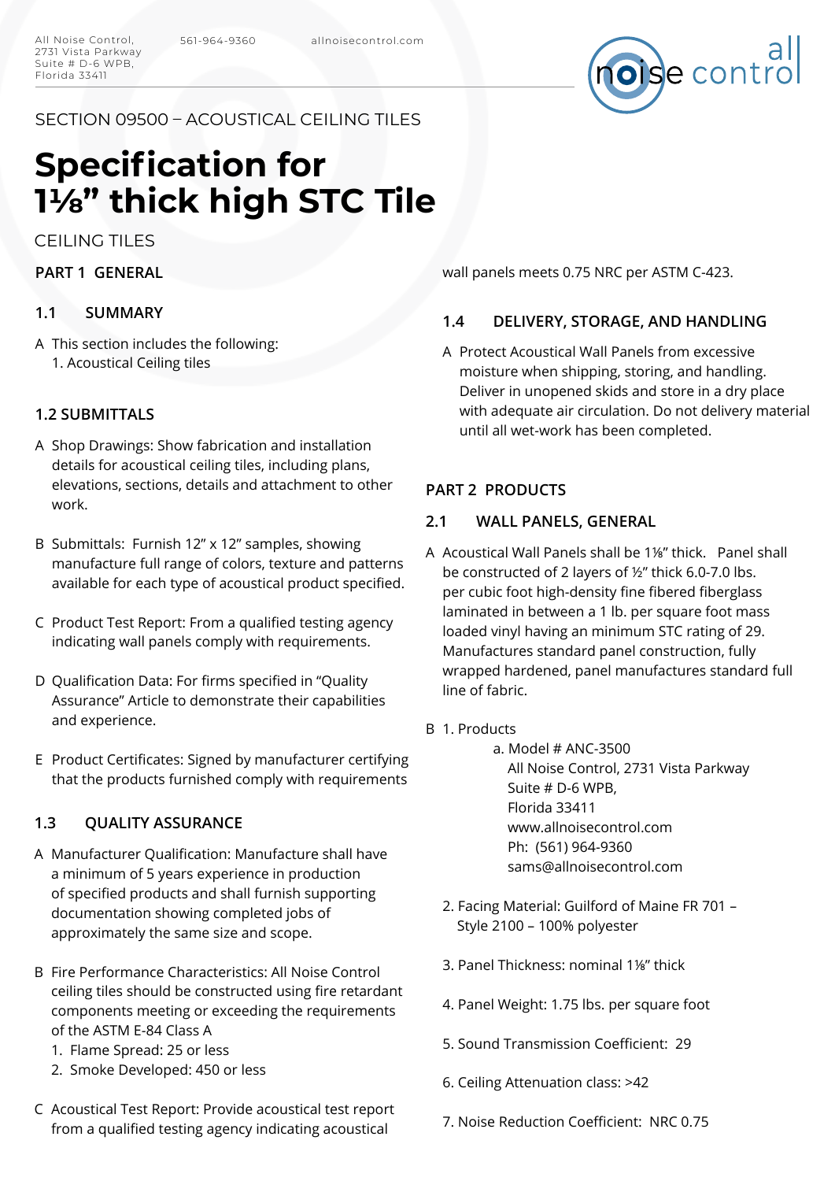All Noise Control, 2731 Vista Parkway Suite # D-6 WPB, Florida 33411 | 561-964-9360 | allnoisecontrol.com

SECTION 09500 – ACOUSTICAL CEILING TILES

# Specification for 1⅛" thick high STC Tile

CEILING TILES

## PART 1 GENERAL

### 1.1 SUMMARY

A This section includes the following:
   1. Acoustical Ceiling tiles

### 1.2 SUBMITTALS

A Shop Drawings: Show fabrication and installation details for acoustical ceiling tiles, including plans, elevations, sections, details and attachment to other work.

B Submittals: Furnish 12" x 12" samples, showing manufacture full range of colors, texture and patterns available for each type of acoustical product specified.

C Product Test Report: From a qualified testing agency indicating wall panels comply with requirements.

D Qualification Data: For firms specified in "Quality Assurance" Article to demonstrate their capabilities and experience.

E Product Certificates: Signed by manufacturer certifying that the products furnished comply with requirements

### 1.3 QUALITY ASSURANCE

A Manufacturer Qualification: Manufacture shall have a minimum of 5 years experience in production of specified products and shall furnish supporting documentation showing completed jobs of approximately the same size and scope.

B Fire Performance Characteristics: All Noise Control ceiling tiles should be constructed using fire retardant components meeting or exceeding the requirements of the ASTM E-84 Class A
   1. Flame Spread: 25 or less
   2. Smoke Developed: 450 or less

C Acoustical Test Report: Provide acoustical test report from a qualified testing agency indicating acoustical wall panels meets 0.75 NRC per ASTM C-423.

### 1.4 DELIVERY, STORAGE, AND HANDLING

A Protect Acoustical Wall Panels from excessive moisture when shipping, storing, and handling. Deliver in unopened skids and store in a dry place with adequate air circulation. Do not delivery material until all wet-work has been completed.

## PART 2 PRODUCTS

### 2.1 WALL PANELS, GENERAL

A Acoustical Wall Panels shall be 1⅛" thick. Panel shall be constructed of 2 layers of ½" thick 6.0-7.0 lbs. per cubic foot high-density fine fibered fiberglass laminated in between a 1 lb. per square foot mass loaded vinyl having an minimum STC rating of 29. Manufactures standard panel construction, fully wrapped hardened, panel manufactures standard full line of fabric.

B 1. Products
      a. Model # ANC-3500
         All Noise Control, 2731 Vista Parkway
         Suite # D-6 WPB,
         Florida 33411
         www.allnoisecontrol.com
         Ph: (561) 964-9360
         sams@allnoisecontrol.com

   2. Facing Material: Guilford of Maine FR 701 – Style 2100 – 100% polyester

   3. Panel Thickness: nominal 1⅛" thick

   4. Panel Weight: 1.75 lbs. per square foot

   5. Sound Transmission Coefficient: 29

   6. Ceiling Attenuation class: >42

   7. Noise Reduction Coefficient: NRC 0.75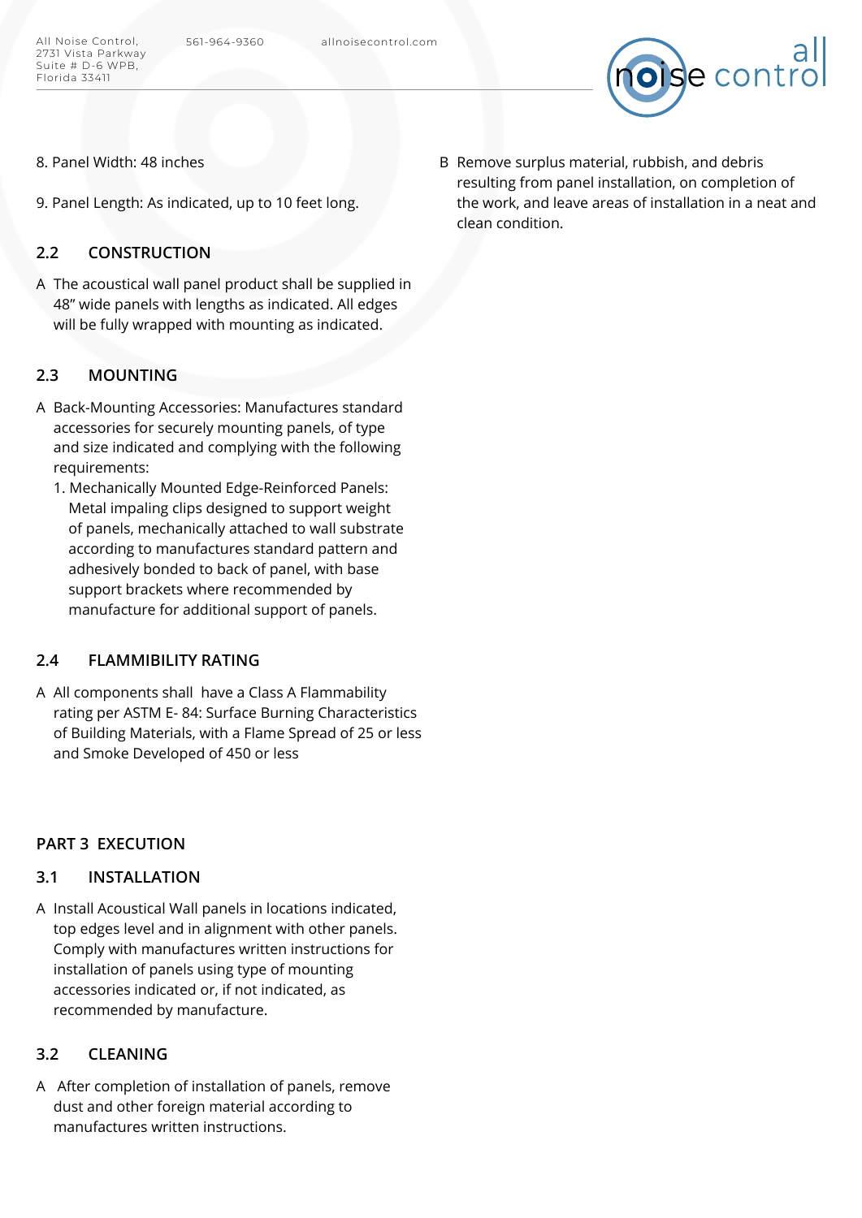8. Panel Width: 48 inches

9. Panel Length: As indicated, up to 10 feet long.

## 2.2 CONSTRUCTION

A The acoustical wall panel product shall be supplied in 48” wide panels with lengths as indicated. All edges will be fully wrapped with mounting as indicated.

## 2.3 MOUNTING

A Back-Mounting Accessories: Manufactures standard accessories for securely mounting panels, of type and size indicated and complying with the following requirements:

1. Mechanically Mounted Edge-Reinforced Panels: Metal impaling clips designed to support weight of panels, mechanically attached to wall substrate according to manufactures standard pattern and adhesively bonded to back of panel, with base support brackets where recommended by manufacture for additional support of panels.

## 2.4 FLAMMIBILITY RATING

A All components shall have a Class A Flammability rating per ASTM E- 84: Surface Burning Characteristics of Building Materials, with a Flame Spread of 25 or less and Smoke Developed of 450 or less

# PART 3 EXECUTION

## 3.1 INSTALLATION

A Install Acoustical Wall panels in locations indicated, top edges level and in alignment with other panels. Comply with manufactures written instructions for installation of panels using type of mounting accessories indicated or, if not indicated, as recommended by manufacture.

## 3.2 CLEANING

A After completion of installation of panels, remove dust and other foreign material according to manufactures written instructions.

B Remove surplus material, rubbish, and debris resulting from panel installation, on completion of the work, and leave areas of installation in a neat and clean condition.